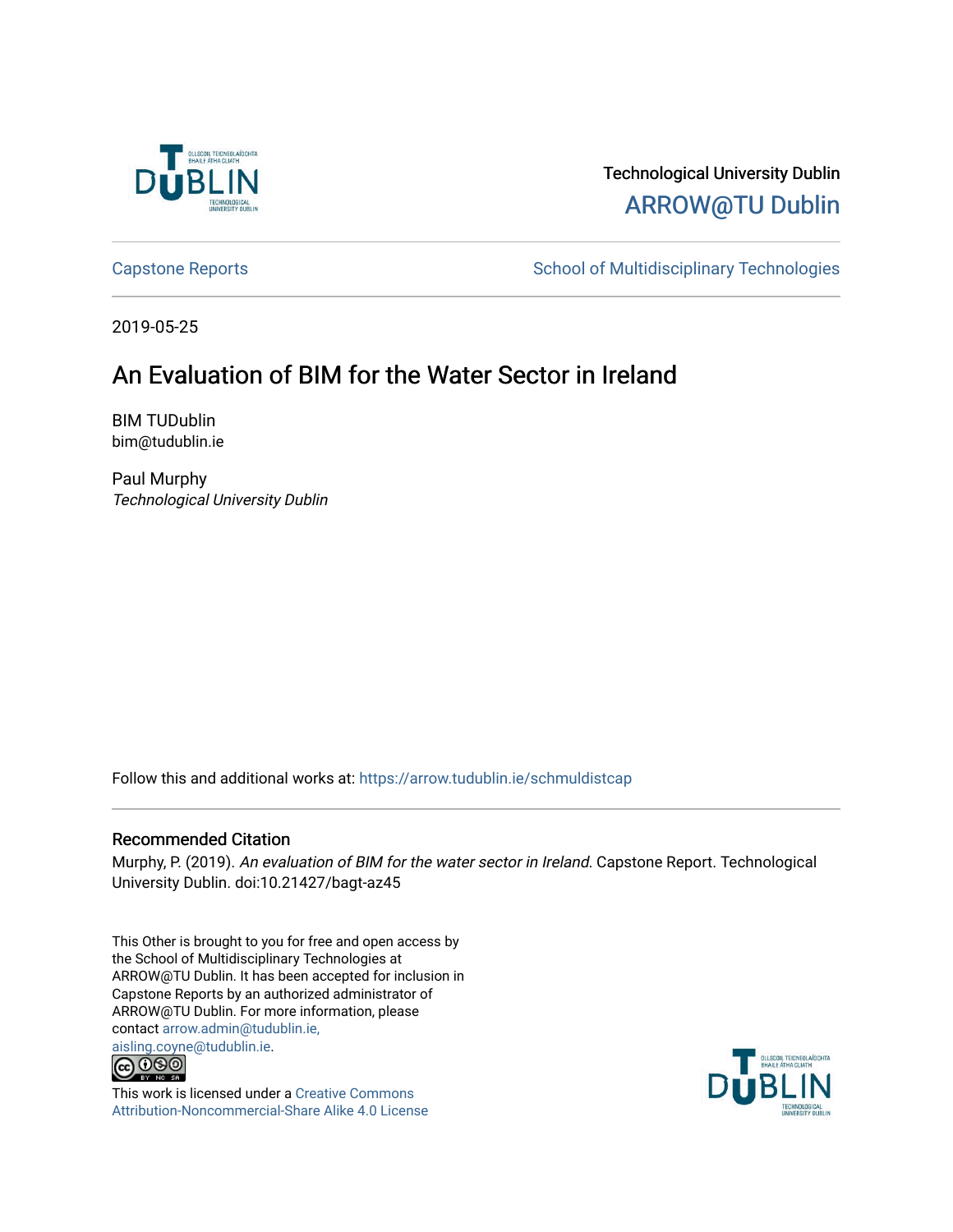Technological University Dublin

ARROW@TU Dublin

Capstone Reports

School of Multidisciplinary Technologies

2019-05-25

# An Evaluation of BIM for the Water Sector in Ireland

BIM TUDublin
bim@tudublin.ie

Paul Murphy
*Technological University Dublin*

Follow this and additional works at: https://arrow.tudublin.ie/schmuldistcap

## Recommended Citation

Murphy, P. (2019). *An evaluation of BIM for the water sector in Ireland*. Capstone Report. Technological University Dublin. doi:10.21427/bagt-az45

This Other is brought to you for free and open access by the School of Multidisciplinary Technologies at ARROW@TU Dublin. It has been accepted for inclusion in Capstone Reports by an authorized administrator of ARROW@TU Dublin. For more information, please contact arrow.admin@tudublin.ie, aisling.coyne@tudublin.ie.

This work is licensed under a Creative Commons Attribution-Noncommercial-Share Alike 4.0 License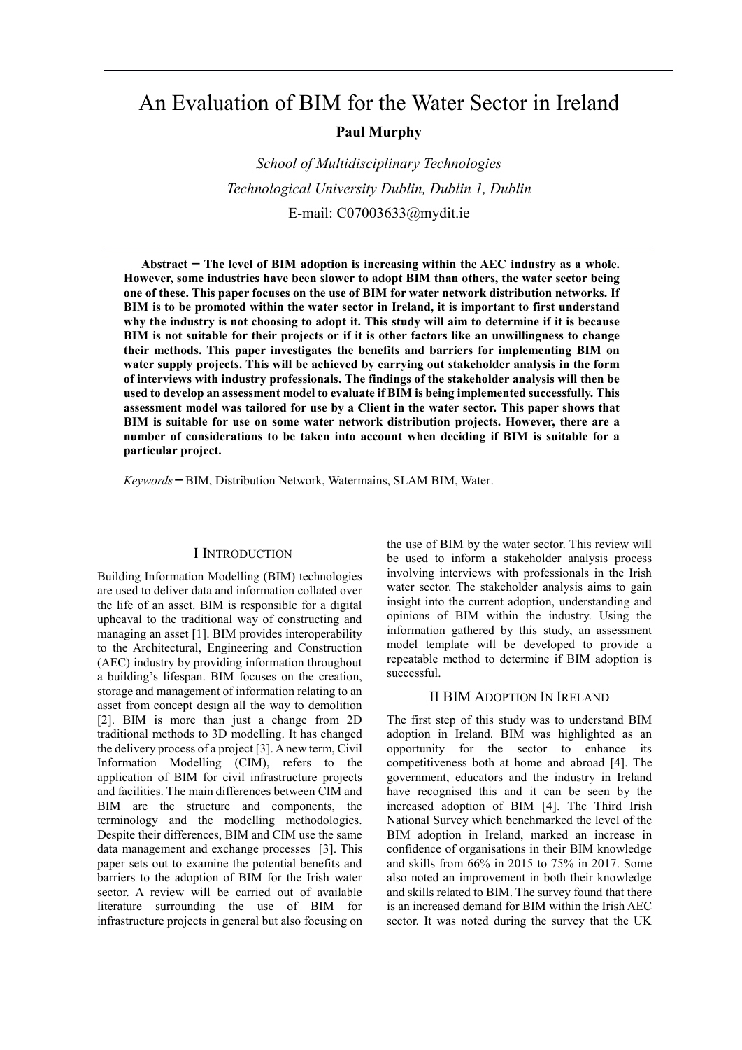# An Evaluation of BIM for the Water Sector in Ireland

**Paul Murphy**

*School of Multidisciplinary Technologies*

*Technological University Dublin, Dublin 1, Dublin*

E-mail: C07003633@mydit.ie

**Abstract – The level of BIM adoption is increasing within the AEC industry as a whole. However, some industries have been slower to adopt BIM than others, the water sector being one of these. This paper focuses on the use of BIM for water network distribution networks. If BIM is to be promoted within the water sector in Ireland, it is important to first understand why the industry is not choosing to adopt it. This study will aim to determine if it is because BIM is not suitable for their projects or if it is other factors like an unwillingness to change their methods. This paper investigates the benefits and barriers for implementing BIM on water supply projects. This will be achieved by carrying out stakeholder analysis in the form of interviews with industry professionals. The findings of the stakeholder analysis will then be used to develop an assessment model to evaluate if BIM is being implemented successfully. This assessment model was tailored for use by a Client in the water sector. This paper shows that BIM is suitable for use on some water network distribution projects. However, there are a number of considerations to be taken into account when deciding if BIM is suitable for a particular project.**

*Keywords* – BIM, Distribution Network, Watermains, SLAM BIM, Water.

## I Introduction

Building Information Modelling (BIM) technologies are used to deliver data and information collated over the life of an asset. BIM is responsible for a digital upheaval to the traditional way of constructing and managing an asset [1]. BIM provides interoperability to the Architectural, Engineering and Construction (AEC) industry by providing information throughout a building's lifespan. BIM focuses on the creation, storage and management of information relating to an asset from concept design all the way to demolition [2]. BIM is more than just a change from 2D traditional methods to 3D modelling. It has changed the delivery process of a project [3]. A new term, Civil Information Modelling (CIM), refers to the application of BIM for civil infrastructure projects and facilities. The main differences between CIM and BIM are the structure and components, the terminology and the modelling methodologies. Despite their differences, BIM and CIM use the same data management and exchange processes [3]. This paper sets out to examine the potential benefits and barriers to the adoption of BIM for the Irish water sector. A review will be carried out of available literature surrounding the use of BIM for infrastructure projects in general but also focusing on the use of BIM by the water sector. This review will be used to inform a stakeholder analysis process involving interviews with professionals in the Irish water sector. The stakeholder analysis aims to gain insight into the current adoption, understanding and opinions of BIM within the industry. Using the information gathered by this study, an assessment model template will be developed to provide a repeatable method to determine if BIM adoption is successful.

## II BIM Adoption In Ireland

The first step of this study was to understand BIM adoption in Ireland. BIM was highlighted as an opportunity for the sector to enhance its competitiveness both at home and abroad [4]. The government, educators and the industry in Ireland have recognised this and it can be seen by the increased adoption of BIM [4]. The Third Irish National Survey which benchmarked the level of the BIM adoption in Ireland, marked an increase in confidence of organisations in their BIM knowledge and skills from 66% in 2015 to 75% in 2017. Some also noted an improvement in both their knowledge and skills related to BIM. The survey found that there is an increased demand for BIM within the Irish AEC sector. It was noted during the survey that the UK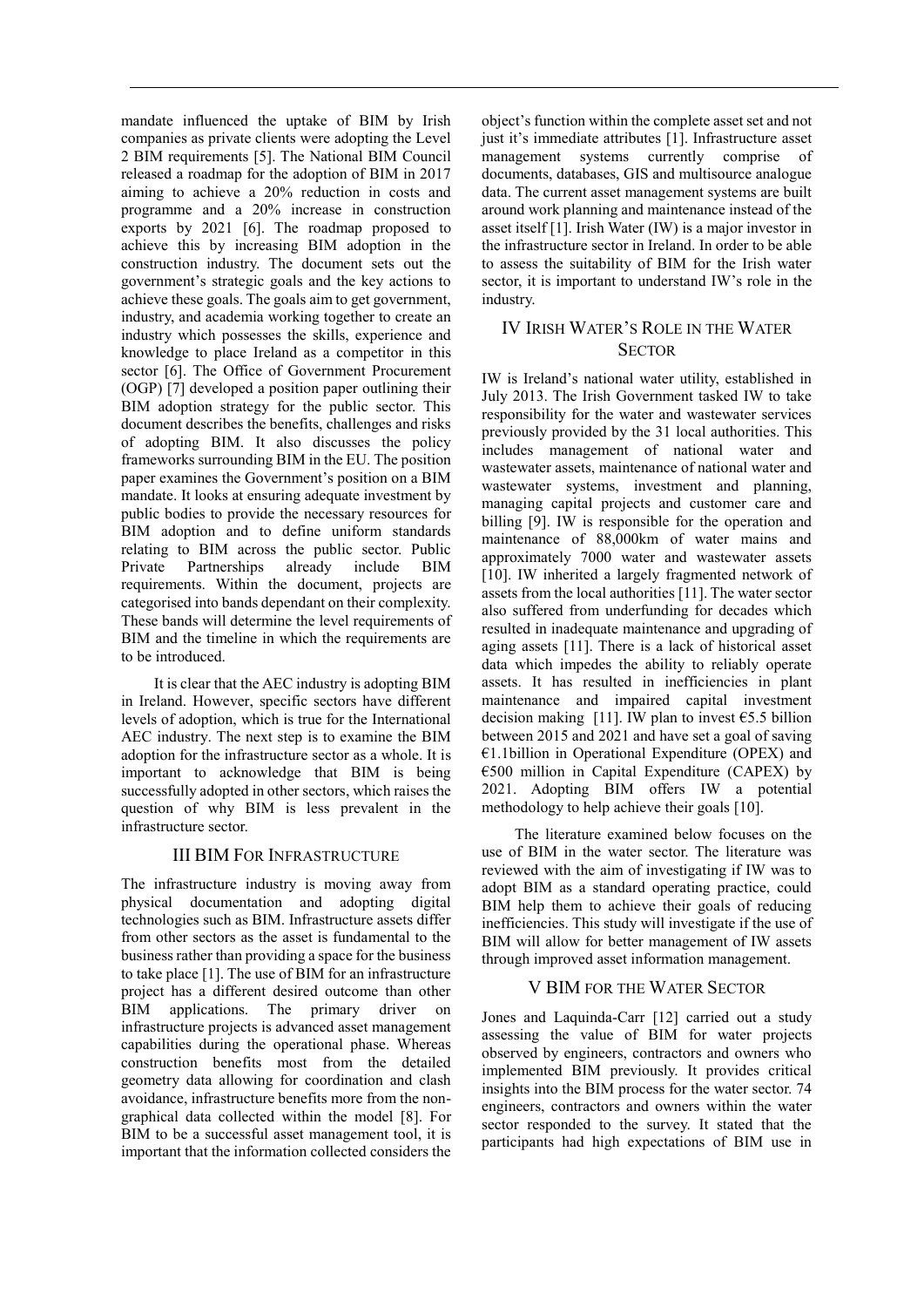mandate influenced the uptake of BIM by Irish companies as private clients were adopting the Level 2 BIM requirements [5]. The National BIM Council released a roadmap for the adoption of BIM in 2017 aiming to achieve a 20% reduction in costs and programme and a 20% increase in construction exports by 2021 [6]. The roadmap proposed to achieve this by increasing BIM adoption in the construction industry. The document sets out the government's strategic goals and the key actions to achieve these goals. The goals aim to get government, industry, and academia working together to create an industry which possesses the skills, experience and knowledge to place Ireland as a competitor in this sector [6]. The Office of Government Procurement (OGP) [7] developed a position paper outlining their BIM adoption strategy for the public sector. This document describes the benefits, challenges and risks of adopting BIM. It also discusses the policy frameworks surrounding BIM in the EU. The position paper examines the Government's position on a BIM mandate. It looks at ensuring adequate investment by public bodies to provide the necessary resources for BIM adoption and to define uniform standards relating to BIM across the public sector. Public Private Partnerships already include BIM requirements. Within the document, projects are categorised into bands dependant on their complexity. These bands will determine the level requirements of BIM and the timeline in which the requirements are to be introduced.

It is clear that the AEC industry is adopting BIM in Ireland. However, specific sectors have different levels of adoption, which is true for the International AEC industry. The next step is to examine the BIM adoption for the infrastructure sector as a whole. It is important to acknowledge that BIM is being successfully adopted in other sectors, which raises the question of why BIM is less prevalent in the infrastructure sector.

## III BIM For Infrastructure

The infrastructure industry is moving away from physical documentation and adopting digital technologies such as BIM. Infrastructure assets differ from other sectors as the asset is fundamental to the business rather than providing a space for the business to take place [1]. The use of BIM for an infrastructure project has a different desired outcome than other BIM applications. The primary driver on infrastructure projects is advanced asset management capabilities during the operational phase. Whereas construction benefits most from the detailed geometry data allowing for coordination and clash avoidance, infrastructure benefits more from the non-graphical data collected within the model [8]. For BIM to be a successful asset management tool, it is important that the information collected considers the object's function within the complete asset set and not just it's immediate attributes [1]. Infrastructure asset management systems currently comprise of documents, databases, GIS and multisource analogue data. The current asset management systems are built around work planning and maintenance instead of the asset itself [1]. Irish Water (IW) is a major investor in the infrastructure sector in Ireland. In order to be able to assess the suitability of BIM for the Irish water sector, it is important to understand IW's role in the industry.

## IV Irish Water's Role in the Water Sector

IW is Ireland's national water utility, established in July 2013. The Irish Government tasked IW to take responsibility for the water and wastewater services previously provided by the 31 local authorities. This includes management of national water and wastewater assets, maintenance of national water and wastewater systems, investment and planning, managing capital projects and customer care and billing [9]. IW is responsible for the operation and maintenance of 88,000km of water mains and approximately 7000 water and wastewater assets [10]. IW inherited a largely fragmented network of assets from the local authorities [11]. The water sector also suffered from underfunding for decades which resulted in inadequate maintenance and upgrading of aging assets [11]. There is a lack of historical asset data which impedes the ability to reliably operate assets. It has resulted in inefficiencies in plant maintenance and impaired capital investment decision making [11]. IW plan to invest €5.5 billion between 2015 and 2021 and have set a goal of saving €1.1billion in Operational Expenditure (OPEX) and €500 million in Capital Expenditure (CAPEX) by 2021. Adopting BIM offers IW a potential methodology to help achieve their goals [10].

The literature examined below focuses on the use of BIM in the water sector. The literature was reviewed with the aim of investigating if IW was to adopt BIM as a standard operating practice, could BIM help them to achieve their goals of reducing inefficiencies. This study will investigate if the use of BIM will allow for better management of IW assets through improved asset information management.

## V BIM for the Water Sector

Jones and Laquinda-Carr [12] carried out a study assessing the value of BIM for water projects observed by engineers, contractors and owners who implemented BIM previously. It provides critical insights into the BIM process for the water sector. 74 engineers, contractors and owners within the water sector responded to the survey. It stated that the participants had high expectations of BIM use in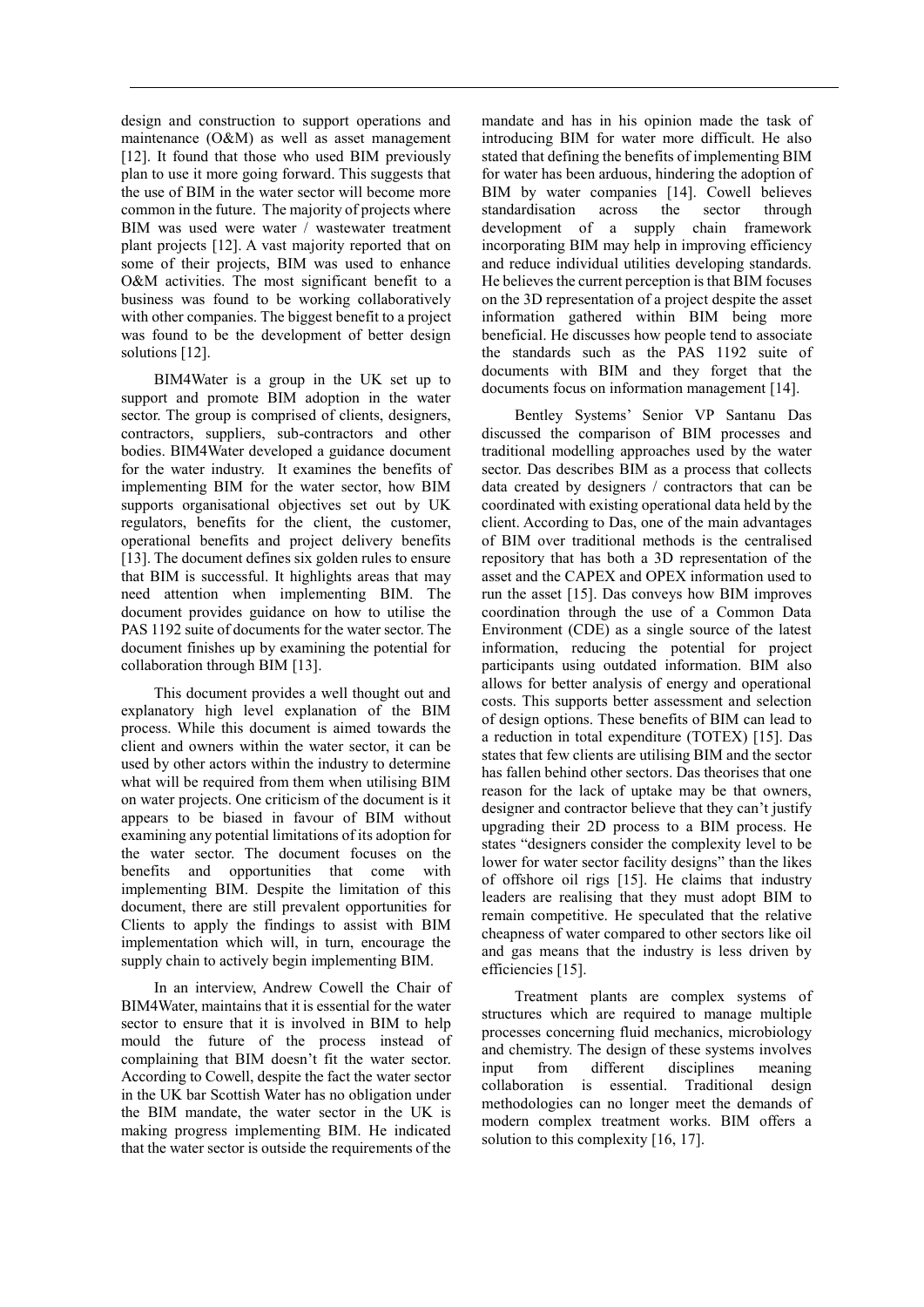design and construction to support operations and maintenance (O&M) as well as asset management [12]. It found that those who used BIM previously plan to use it more going forward. This suggests that the use of BIM in the water sector will become more common in the future. The majority of projects where BIM was used were water / wastewater treatment plant projects [12]. A vast majority reported that on some of their projects, BIM was used to enhance O&M activities. The most significant benefit to a business was found to be working collaboratively with other companies. The biggest benefit to a project was found to be the development of better design solutions [12].

BIM4Water is a group in the UK set up to support and promote BIM adoption in the water sector. The group is comprised of clients, designers, contractors, suppliers, sub-contractors and other bodies. BIM4Water developed a guidance document for the water industry. It examines the benefits of implementing BIM for the water sector, how BIM supports organisational objectives set out by UK regulators, benefits for the client, the customer, operational benefits and project delivery benefits [13]. The document defines six golden rules to ensure that BIM is successful. It highlights areas that may need attention when implementing BIM. The document provides guidance on how to utilise the PAS 1192 suite of documents for the water sector. The document finishes up by examining the potential for collaboration through BIM [13].

This document provides a well thought out and explanatory high level explanation of the BIM process. While this document is aimed towards the client and owners within the water sector, it can be used by other actors within the industry to determine what will be required from them when utilising BIM on water projects. One criticism of the document is it appears to be biased in favour of BIM without examining any potential limitations of its adoption for the water sector. The document focuses on the benefits and opportunities that come with implementing BIM. Despite the limitation of this document, there are still prevalent opportunities for Clients to apply the findings to assist with BIM implementation which will, in turn, encourage the supply chain to actively begin implementing BIM.

In an interview, Andrew Cowell the Chair of BIM4Water, maintains that it is essential for the water sector to ensure that it is involved in BIM to help mould the future of the process instead of complaining that BIM doesn't fit the water sector. According to Cowell, despite the fact the water sector in the UK bar Scottish Water has no obligation under the BIM mandate, the water sector in the UK is making progress implementing BIM. He indicated that the water sector is outside the requirements of the mandate and has in his opinion made the task of introducing BIM for water more difficult. He also stated that defining the benefits of implementing BIM for water has been arduous, hindering the adoption of BIM by water companies [14]. Cowell believes standardisation across the sector through development of a supply chain framework incorporating BIM may help in improving efficiency and reduce individual utilities developing standards. He believes the current perception is that BIM focuses on the 3D representation of a project despite the asset information gathered within BIM being more beneficial. He discusses how people tend to associate the standards such as the PAS 1192 suite of documents with BIM and they forget that the documents focus on information management [14].

Bentley Systems' Senior VP Santanu Das discussed the comparison of BIM processes and traditional modelling approaches used by the water sector. Das describes BIM as a process that collects data created by designers / contractors that can be coordinated with existing operational data held by the client. According to Das, one of the main advantages of BIM over traditional methods is the centralised repository that has both a 3D representation of the asset and the CAPEX and OPEX information used to run the asset [15]. Das conveys how BIM improves coordination through the use of a Common Data Environment (CDE) as a single source of the latest information, reducing the potential for project participants using outdated information. BIM also allows for better analysis of energy and operational costs. This supports better assessment and selection of design options. These benefits of BIM can lead to a reduction in total expenditure (TOTEX) [15]. Das states that few clients are utilising BIM and the sector has fallen behind other sectors. Das theorises that one reason for the lack of uptake may be that owners, designer and contractor believe that they can't justify upgrading their 2D process to a BIM process. He states "designers consider the complexity level to be lower for water sector facility designs" than the likes of offshore oil rigs [15]. He claims that industry leaders are realising that they must adopt BIM to remain competitive. He speculated that the relative cheapness of water compared to other sectors like oil and gas means that the industry is less driven by efficiencies [15].

Treatment plants are complex systems of structures which are required to manage multiple processes concerning fluid mechanics, microbiology and chemistry. The design of these systems involves input from different disciplines meaning collaboration is essential. Traditional design methodologies can no longer meet the demands of modern complex treatment works. BIM offers a solution to this complexity [16, 17].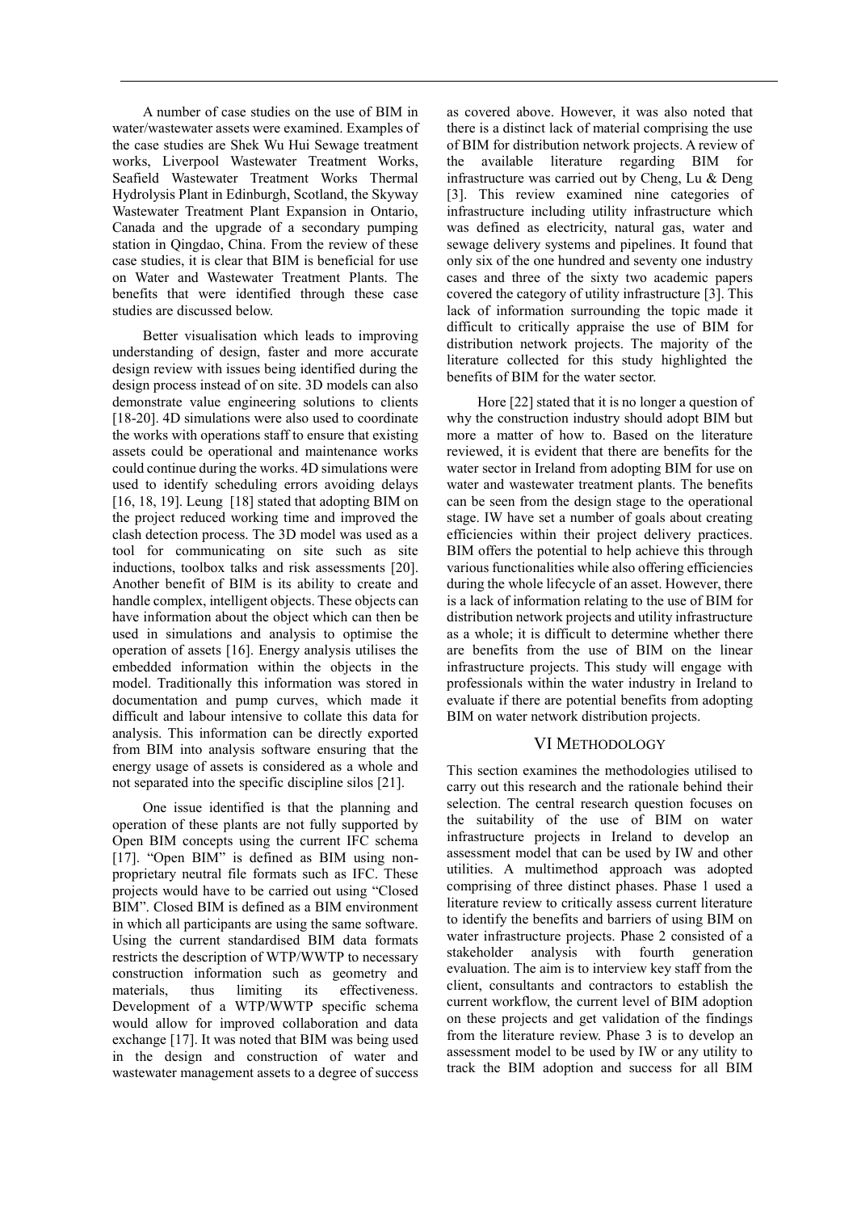A number of case studies on the use of BIM in water/wastewater assets were examined. Examples of the case studies are Shek Wu Hui Sewage treatment works, Liverpool Wastewater Treatment Works, Seafield Wastewater Treatment Works Thermal Hydrolysis Plant in Edinburgh, Scotland, the Skyway Wastewater Treatment Plant Expansion in Ontario, Canada and the upgrade of a secondary pumping station in Qingdao, China. From the review of these case studies, it is clear that BIM is beneficial for use on Water and Wastewater Treatment Plants. The benefits that were identified through these case studies are discussed below.

Better visualisation which leads to improving understanding of design, faster and more accurate design review with issues being identified during the design process instead of on site. 3D models can also demonstrate value engineering solutions to clients [18-20]. 4D simulations were also used to coordinate the works with operations staff to ensure that existing assets could be operational and maintenance works could continue during the works. 4D simulations were used to identify scheduling errors avoiding delays [16, 18, 19]. Leung [18] stated that adopting BIM on the project reduced working time and improved the clash detection process. The 3D model was used as a tool for communicating on site such as site inductions, toolbox talks and risk assessments [20]. Another benefit of BIM is its ability to create and handle complex, intelligent objects. These objects can have information about the object which can then be used in simulations and analysis to optimise the operation of assets [16]. Energy analysis utilises the embedded information within the objects in the model. Traditionally this information was stored in documentation and pump curves, which made it difficult and labour intensive to collate this data for analysis. This information can be directly exported from BIM into analysis software ensuring that the energy usage of assets is considered as a whole and not separated into the specific discipline silos [21].

One issue identified is that the planning and operation of these plants are not fully supported by Open BIM concepts using the current IFC schema [17]. "Open BIM" is defined as BIM using non-proprietary neutral file formats such as IFC. These projects would have to be carried out using "Closed BIM". Closed BIM is defined as a BIM environment in which all participants are using the same software. Using the current standardised BIM data formats restricts the description of WTP/WWTP to necessary construction information such as geometry and materials, thus limiting its effectiveness. Development of a WTP/WWTP specific schema would allow for improved collaboration and data exchange [17]. It was noted that BIM was being used in the design and construction of water and wastewater management assets to a degree of success as covered above. However, it was also noted that there is a distinct lack of material comprising the use of BIM for distribution network projects. A review of the available literature regarding BIM for infrastructure was carried out by Cheng, Lu & Deng [3]. This review examined nine categories of infrastructure including utility infrastructure which was defined as electricity, natural gas, water and sewage delivery systems and pipelines. It found that only six of the one hundred and seventy one industry cases and three of the sixty two academic papers covered the category of utility infrastructure [3]. This lack of information surrounding the topic made it difficult to critically appraise the use of BIM for distribution network projects. The majority of the literature collected for this study highlighted the benefits of BIM for the water sector.

Hore [22] stated that it is no longer a question of why the construction industry should adopt BIM but more a matter of how to. Based on the literature reviewed, it is evident that there are benefits for the water sector in Ireland from adopting BIM for use on water and wastewater treatment plants. The benefits can be seen from the design stage to the operational stage. IW have set a number of goals about creating efficiencies within their project delivery practices. BIM offers the potential to help achieve this through various functionalities while also offering efficiencies during the whole lifecycle of an asset. However, there is a lack of information relating to the use of BIM for distribution network projects and utility infrastructure as a whole; it is difficult to determine whether there are benefits from the use of BIM on the linear infrastructure projects. This study will engage with professionals within the water industry in Ireland to evaluate if there are potential benefits from adopting BIM on water network distribution projects.

## VI Methodology

This section examines the methodologies utilised to carry out this research and the rationale behind their selection. The central research question focuses on the suitability of the use of BIM on water infrastructure projects in Ireland to develop an assessment model that can be used by IW and other utilities. A multimethod approach was adopted comprising of three distinct phases. Phase 1 used a literature review to critically assess current literature to identify the benefits and barriers of using BIM on water infrastructure projects. Phase 2 consisted of a stakeholder analysis with fourth generation evaluation. The aim is to interview key staff from the client, consultants and contractors to establish the current workflow, the current level of BIM adoption on these projects and get validation of the findings from the literature review. Phase 3 is to develop an assessment model to be used by IW or any utility to track the BIM adoption and success for all BIM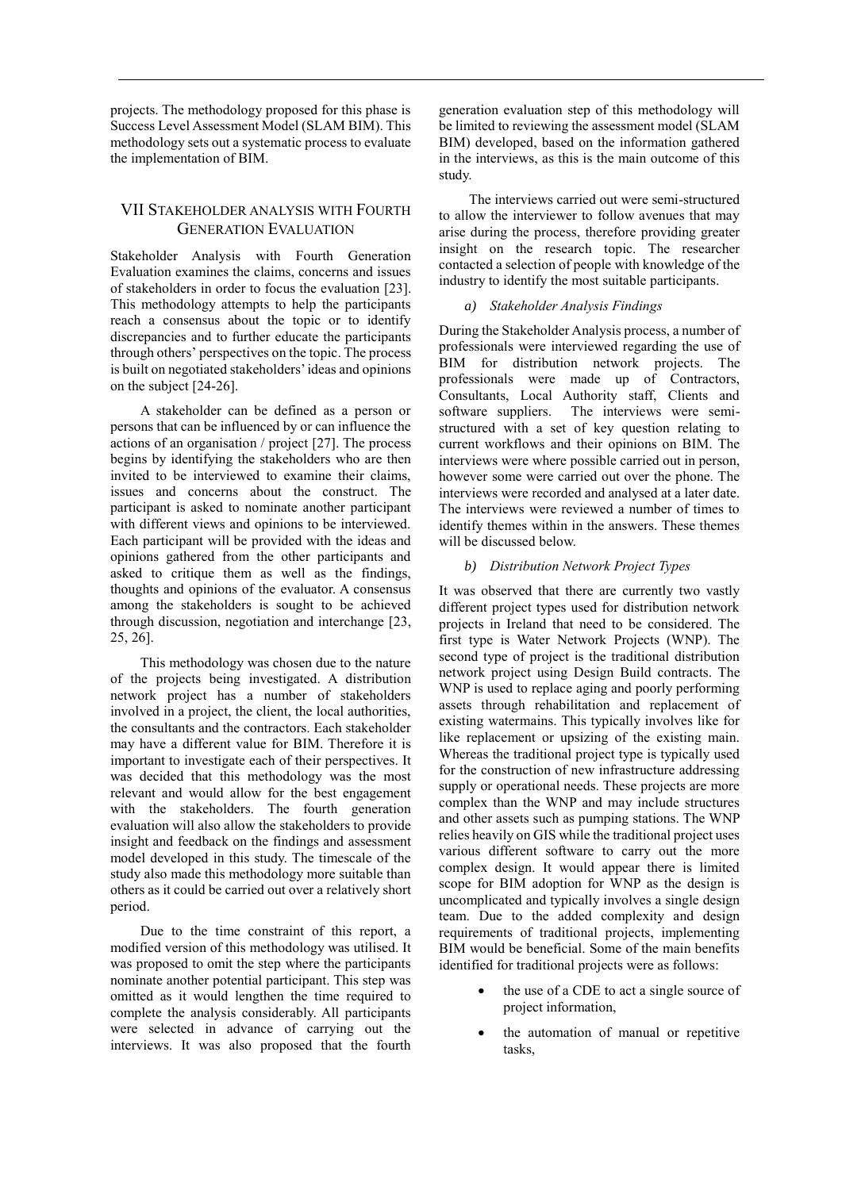projects. The methodology proposed for this phase is Success Level Assessment Model (SLAM BIM). This methodology sets out a systematic process to evaluate the implementation of BIM.

## VII Stakeholder analysis with Fourth Generation Evaluation

Stakeholder Analysis with Fourth Generation Evaluation examines the claims, concerns and issues of stakeholders in order to focus the evaluation [23]. This methodology attempts to help the participants reach a consensus about the topic or to identify discrepancies and to further educate the participants through others' perspectives on the topic. The process is built on negotiated stakeholders' ideas and opinions on the subject [24-26].

A stakeholder can be defined as a person or persons that can be influenced by or can influence the actions of an organisation / project [27]. The process begins by identifying the stakeholders who are then invited to be interviewed to examine their claims, issues and concerns about the construct. The participant is asked to nominate another participant with different views and opinions to be interviewed. Each participant will be provided with the ideas and opinions gathered from the other participants and asked to critique them as well as the findings, thoughts and opinions of the evaluator. A consensus among the stakeholders is sought to be achieved through discussion, negotiation and interchange [23, 25, 26].

This methodology was chosen due to the nature of the projects being investigated. A distribution network project has a number of stakeholders involved in a project, the client, the local authorities, the consultants and the contractors. Each stakeholder may have a different value for BIM. Therefore it is important to investigate each of their perspectives. It was decided that this methodology was the most relevant and would allow for the best engagement with the stakeholders. The fourth generation evaluation will also allow the stakeholders to provide insight and feedback on the findings and assessment model developed in this study. The timescale of the study also made this methodology more suitable than others as it could be carried out over a relatively short period.

Due to the time constraint of this report, a modified version of this methodology was utilised. It was proposed to omit the step where the participants nominate another potential participant. This step was omitted as it would lengthen the time required to complete the analysis considerably. All participants were selected in advance of carrying out the interviews. It was also proposed that the fourth generation evaluation step of this methodology will be limited to reviewing the assessment model (SLAM BIM) developed, based on the information gathered in the interviews, as this is the main outcome of this study.

The interviews carried out were semi-structured to allow the interviewer to follow avenues that may arise during the process, therefore providing greater insight on the research topic. The researcher contacted a selection of people with knowledge of the industry to identify the most suitable participants.

### *a) Stakeholder Analysis Findings*

During the Stakeholder Analysis process, a number of professionals were interviewed regarding the use of BIM for distribution network projects. The professionals were made up of Contractors, Consultants, Local Authority staff, Clients and software suppliers. The interviews were semi-structured with a set of key question relating to current workflows and their opinions on BIM. The interviews were where possible carried out in person, however some were carried out over the phone. The interviews were recorded and analysed at a later date. The interviews were reviewed a number of times to identify themes within in the answers. These themes will be discussed below.

### *b) Distribution Network Project Types*

It was observed that there are currently two vastly different project types used for distribution network projects in Ireland that need to be considered. The first type is Water Network Projects (WNP). The second type of project is the traditional distribution network project using Design Build contracts. The WNP is used to replace aging and poorly performing assets through rehabilitation and replacement of existing watermains. This typically involves like for like replacement or upsizing of the existing main. Whereas the traditional project type is typically used for the construction of new infrastructure addressing supply or operational needs. These projects are more complex than the WNP and may include structures and other assets such as pumping stations. The WNP relies heavily on GIS while the traditional project uses various different software to carry out the more complex design. It would appear there is limited scope for BIM adoption for WNP as the design is uncomplicated and typically involves a single design team. Due to the added complexity and design requirements of traditional projects, implementing BIM would be beneficial. Some of the main benefits identified for traditional projects were as follows:

- the use of a CDE to act a single source of project information,
- the automation of manual or repetitive tasks,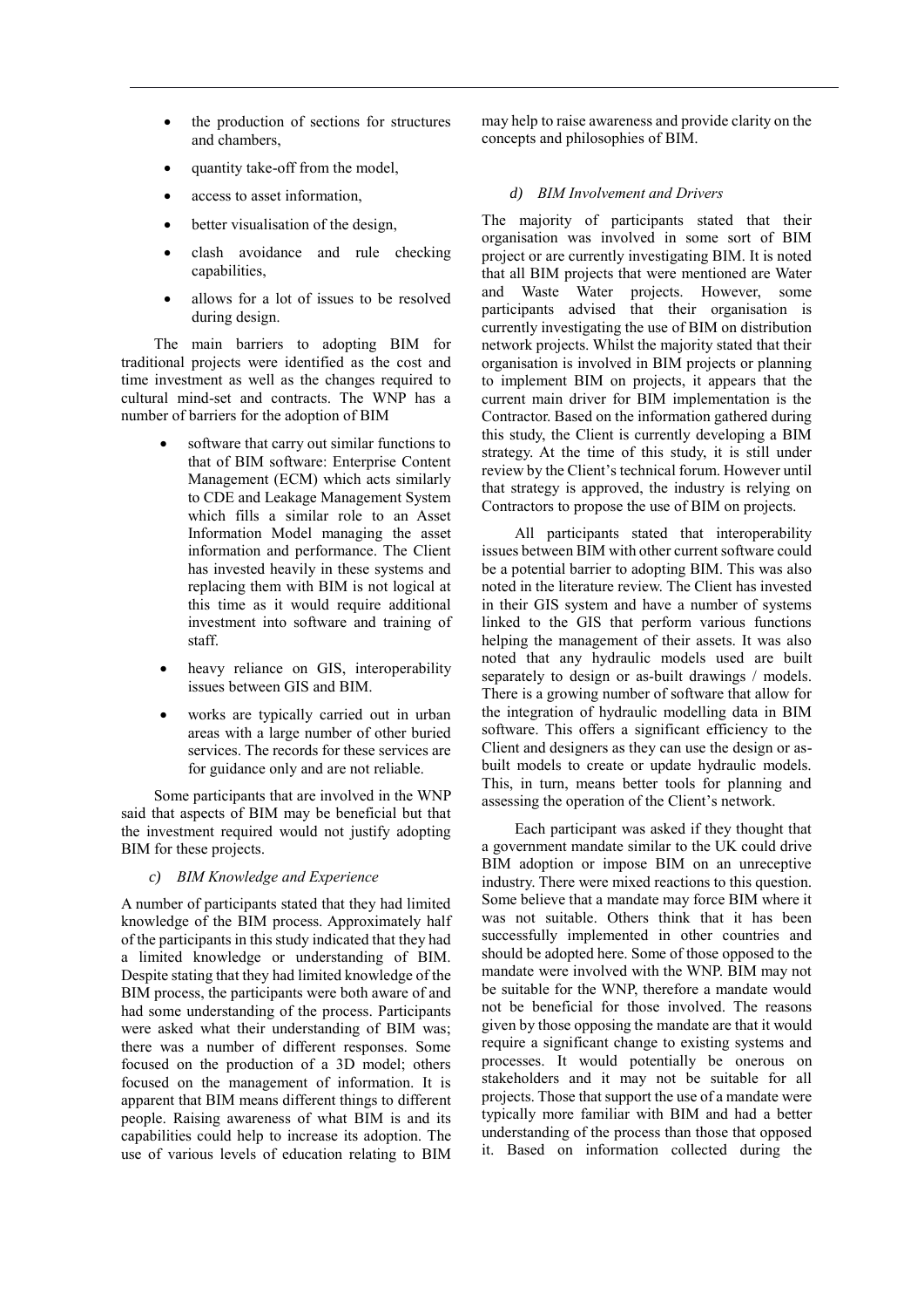- the production of sections for structures and chambers,
- quantity take-off from the model,
- access to asset information,
- better visualisation of the design,
- clash avoidance and rule checking capabilities,
- allows for a lot of issues to be resolved during design.

The main barriers to adopting BIM for traditional projects were identified as the cost and time investment as well as the changes required to cultural mind-set and contracts. The WNP has a number of barriers for the adoption of BIM

- software that carry out similar functions to that of BIM software: Enterprise Content Management (ECM) which acts similarly to CDE and Leakage Management System which fills a similar role to an Asset Information Model managing the asset information and performance. The Client has invested heavily in these systems and replacing them with BIM is not logical at this time as it would require additional investment into software and training of staff.
- heavy reliance on GIS, interoperability issues between GIS and BIM.
- works are typically carried out in urban areas with a large number of other buried services. The records for these services are for guidance only and are not reliable.

Some participants that are involved in the WNP said that aspects of BIM may be beneficial but that the investment required would not justify adopting BIM for these projects.

### *c) BIM Knowledge and Experience*

A number of participants stated that they had limited knowledge of the BIM process. Approximately half of the participants in this study indicated that they had a limited knowledge or understanding of BIM. Despite stating that they had limited knowledge of the BIM process, the participants were both aware of and had some understanding of the process. Participants were asked what their understanding of BIM was; there was a number of different responses. Some focused on the production of a 3D model; others focused on the management of information. It is apparent that BIM means different things to different people. Raising awareness of what BIM is and its capabilities could help to increase its adoption. The use of various levels of education relating to BIM may help to raise awareness and provide clarity on the concepts and philosophies of BIM.

### *d) BIM Involvement and Drivers*

The majority of participants stated that their organisation was involved in some sort of BIM project or are currently investigating BIM. It is noted that all BIM projects that were mentioned are Water and Waste Water projects. However, some participants advised that their organisation is currently investigating the use of BIM on distribution network projects. Whilst the majority stated that their organisation is involved in BIM projects or planning to implement BIM on projects, it appears that the current main driver for BIM implementation is the Contractor. Based on the information gathered during this study, the Client is currently developing a BIM strategy. At the time of this study, it is still under review by the Client's technical forum. However until that strategy is approved, the industry is relying on Contractors to propose the use of BIM on projects.

All participants stated that interoperability issues between BIM with other current software could be a potential barrier to adopting BIM. This was also noted in the literature review. The Client has invested in their GIS system and have a number of systems linked to the GIS that perform various functions helping the management of their assets. It was also noted that any hydraulic models used are built separately to design or as-built drawings / models. There is a growing number of software that allow for the integration of hydraulic modelling data in BIM software. This offers a significant efficiency to the Client and designers as they can use the design or as-built models to create or update hydraulic models. This, in turn, means better tools for planning and assessing the operation of the Client's network.

Each participant was asked if they thought that a government mandate similar to the UK could drive BIM adoption or impose BIM on an unreceptive industry. There were mixed reactions to this question. Some believe that a mandate may force BIM where it was not suitable. Others think that it has been successfully implemented in other countries and should be adopted here. Some of those opposed to the mandate were involved with the WNP. BIM may not be suitable for the WNP, therefore a mandate would not be beneficial for those involved. The reasons given by those opposing the mandate are that it would require a significant change to existing systems and processes. It would potentially be onerous on stakeholders and it may not be suitable for all projects. Those that support the use of a mandate were typically more familiar with BIM and had a better understanding of the process than those that opposed it. Based on information collected during the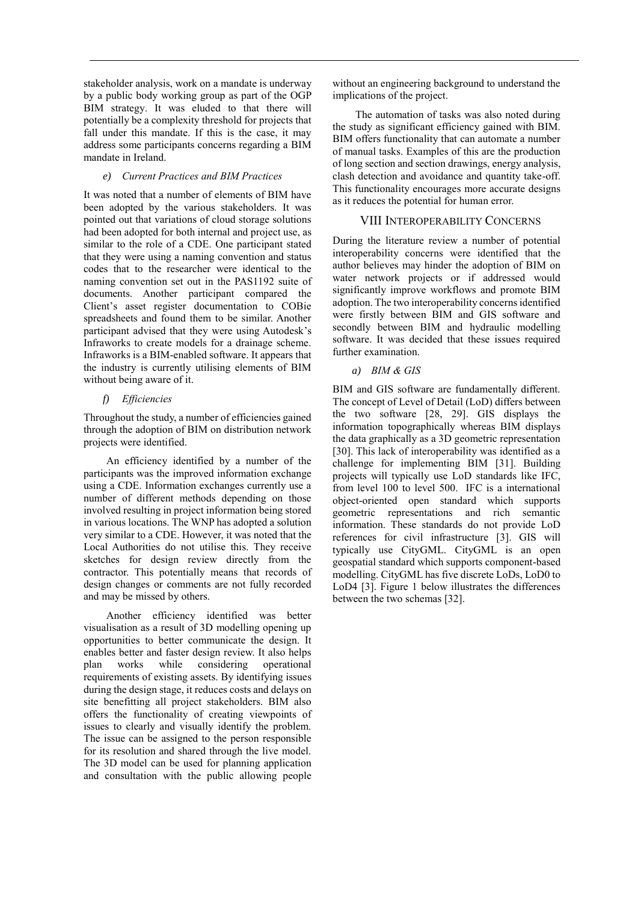stakeholder analysis, work on a mandate is underway by a public body working group as part of the OGP BIM strategy. It was eluded to that there will potentially be a complexity threshold for projects that fall under this mandate. If this is the case, it may address some participants concerns regarding a BIM mandate in Ireland.

### *e) Current Practices and BIM Practices*

It was noted that a number of elements of BIM have been adopted by the various stakeholders. It was pointed out that variations of cloud storage solutions had been adopted for both internal and project use, as similar to the role of a CDE. One participant stated that they were using a naming convention and status codes that to the researcher were identical to the naming convention set out in the PAS1192 suite of documents. Another participant compared the Client's asset register documentation to COBie spreadsheets and found them to be similar. Another participant advised that they were using Autodesk's Infraworks to create models for a drainage scheme. Infraworks is a BIM-enabled software. It appears that the industry is currently utilising elements of BIM without being aware of it.

### *f) Efficiencies*

Throughout the study, a number of efficiencies gained through the adoption of BIM on distribution network projects were identified.

An efficiency identified by a number of the participants was the improved information exchange using a CDE. Information exchanges currently use a number of different methods depending on those involved resulting in project information being stored in various locations. The WNP has adopted a solution very similar to a CDE. However, it was noted that the Local Authorities do not utilise this. They receive sketches for design review directly from the contractor. This potentially means that records of design changes or comments are not fully recorded and may be missed by others.

Another efficiency identified was better visualisation as a result of 3D modelling opening up opportunities to better communicate the design. It enables better and faster design review. It also helps plan works while considering operational requirements of existing assets. By identifying issues during the design stage, it reduces costs and delays on site benefitting all project stakeholders. BIM also offers the functionality of creating viewpoints of issues to clearly and visually identify the problem. The issue can be assigned to the person responsible for its resolution and shared through the live model. The 3D model can be used for planning application and consultation with the public allowing people without an engineering background to understand the implications of the project.

The automation of tasks was also noted during the study as significant efficiency gained with BIM. BIM offers functionality that can automate a number of manual tasks. Examples of this are the production of long section and section drawings, energy analysis, clash detection and avoidance and quantity take-off. This functionality encourages more accurate designs as it reduces the potential for human error.

## VIII INTEROPERABILITY CONCERNS

During the literature review a number of potential interoperability concerns were identified that the author believes may hinder the adoption of BIM on water network projects or if addressed would significantly improve workflows and promote BIM adoption. The two interoperability concerns identified were firstly between BIM and GIS software and secondly between BIM and hydraulic modelling software. It was decided that these issues required further examination.

### *a) BIM & GIS*

BIM and GIS software are fundamentally different. The concept of Level of Detail (LoD) differs between the two software [28, 29]. GIS displays the information topographically whereas BIM displays the data graphically as a 3D geometric representation [30]. This lack of interoperability was identified as a challenge for implementing BIM [31]. Building projects will typically use LoD standards like IFC, from level 100 to level 500. IFC is a international object-oriented open standard which supports geometric representations and rich semantic information. These standards do not provide LoD references for civil infrastructure [3]. GIS will typically use CityGML. CityGML is an open geospatial standard which supports component-based modelling. CityGML has five discrete LoDs, LoD0 to LoD4 [3]. Figure 1 below illustrates the differences between the two schemas [32].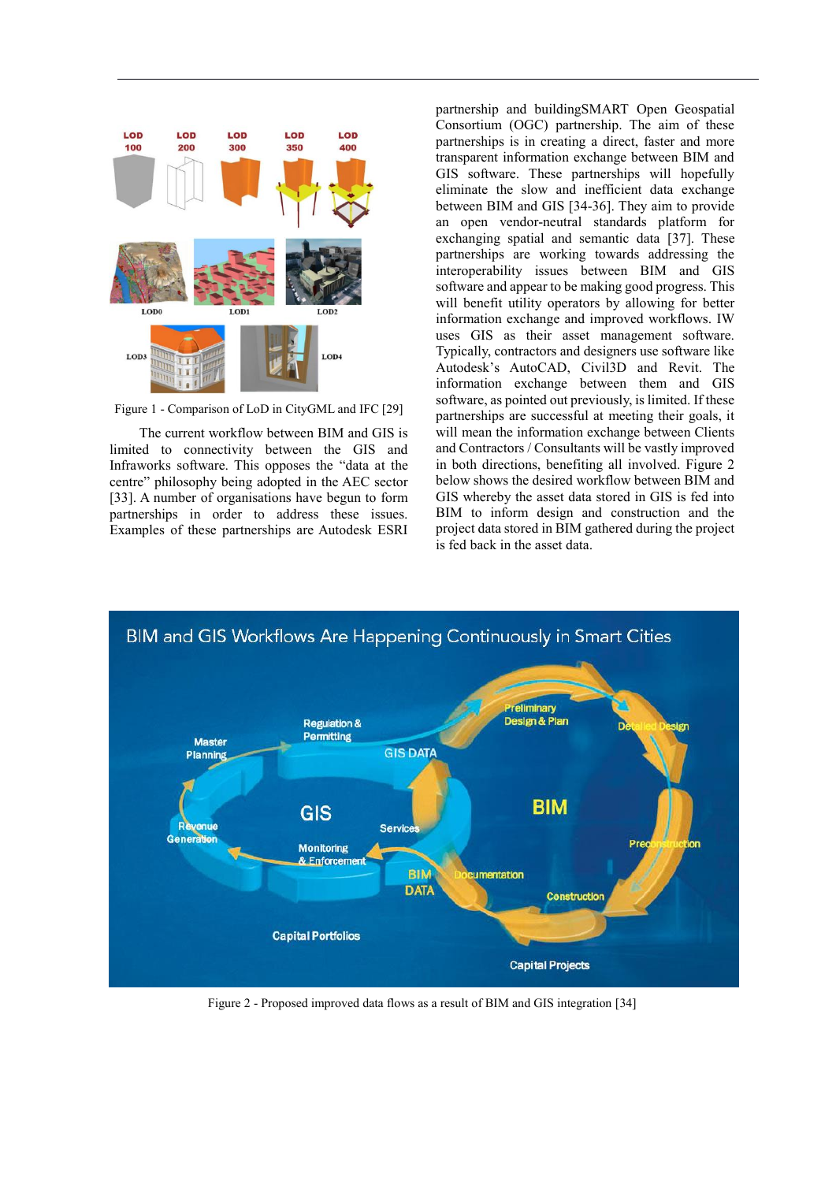Figure 1 - Comparison of LoD in CityGML and IFC [29]

The current workflow between BIM and GIS is limited to connectivity between the GIS and Infraworks software. This opposes the "data at the centre" philosophy being adopted in the AEC sector [33]. A number of organisations have begun to form partnerships in order to address these issues. Examples of these partnerships are Autodesk ESRI partnership and buildingSMART Open Geospatial Consortium (OGC) partnership. The aim of these partnerships is in creating a direct, faster and more transparent information exchange between BIM and GIS software. These partnerships will hopefully eliminate the slow and inefficient data exchange between BIM and GIS [34-36]. They aim to provide an open vendor-neutral standards platform for exchanging spatial and semantic data [37]. These partnerships are working towards addressing the interoperability issues between BIM and GIS software and appear to be making good progress. This will benefit utility operators by allowing for better information exchange and improved workflows. IW uses GIS as their asset management software. Typically, contractors and designers use software like Autodesk's AutoCAD, Civil3D and Revit. The information exchange between them and GIS software, as pointed out previously, is limited. If these partnerships are successful at meeting their goals, it will mean the information exchange between Clients and Contractors / Consultants will be vastly improved in both directions, benefiting all involved. Figure 2 below shows the desired workflow between BIM and GIS whereby the asset data stored in GIS is fed into BIM to inform design and construction and the project data stored in BIM gathered during the project is fed back in the asset data.

Figure 2 - Proposed improved data flows as a result of BIM and GIS integration [34]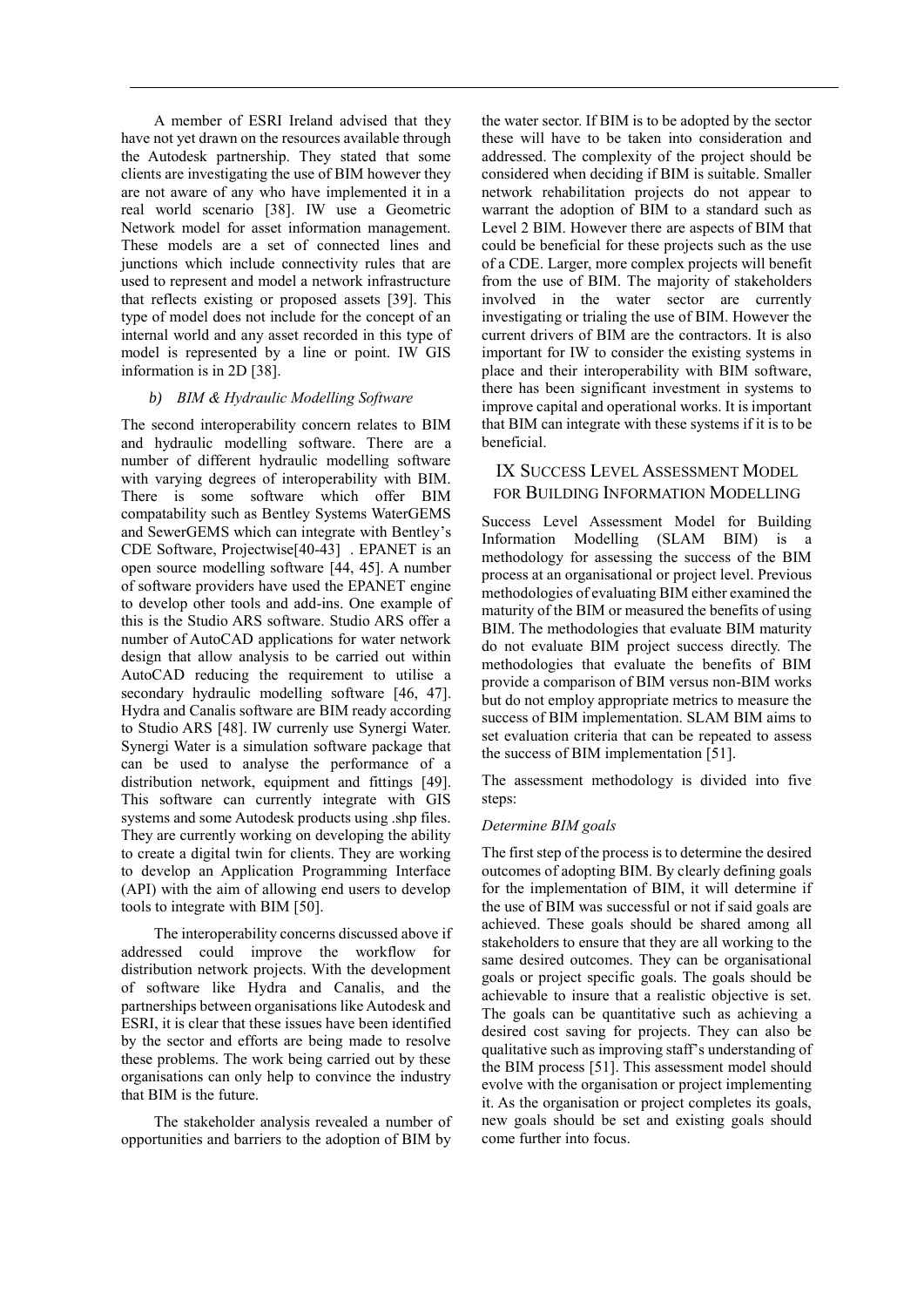A member of ESRI Ireland advised that they have not yet drawn on the resources available through the Autodesk partnership. They stated that some clients are investigating the use of BIM however they are not aware of any who have implemented it in a real world scenario [38]. IW use a Geometric Network model for asset information management. These models are a set of connected lines and junctions which include connectivity rules that are used to represent and model a network infrastructure that reflects existing or proposed assets [39]. This type of model does not include for the concept of an internal world and any asset recorded in this type of model is represented by a line or point. IW GIS information is in 2D [38].

### *b) BIM & Hydraulic Modelling Software*

The second interoperability concern relates to BIM and hydraulic modelling software. There are a number of different hydraulic modelling software with varying degrees of interoperability with BIM. There is some software which offer BIM compatability such as Bentley Systems WaterGEMS and SewerGEMS which can integrate with Bentley's CDE Software, Projectwise[40-43] . EPANET is an open source modelling software [44, 45]. A number of software providers have used the EPANET engine to develop other tools and add-ins. One example of this is the Studio ARS software. Studio ARS offer a number of AutoCAD applications for water network design that allow analysis to be carried out within AutoCAD reducing the requirement to utilise a secondary hydraulic modelling software [46, 47]. Hydra and Canalis software are BIM ready according to Studio ARS [48]. IW curenly use Synergi Water. Synergi Water is a simulation software package that can be used to analyse the performance of a distribution network, equipment and fittings [49]. This software can currently integrate with GIS systems and some Autodesk products using .shp files. They are currently working on developing the ability to create a digital twin for clients. They are working to develop an Application Programming Interface (API) with the aim of allowing end users to develop tools to integrate with BIM [50].

The interoperability concerns discussed above if addressed could improve the workflow for distribution network projects. With the development of software like Hydra and Canalis, and the partnerships between organisations like Autodesk and ESRI, it is clear that these issues have been identified by the sector and efforts are being made to resolve these problems. The work being carried out by these organisations can only help to convince the industry that BIM is the future.

The stakeholder analysis revealed a number of opportunities and barriers to the adoption of BIM by the water sector. If BIM is to be adopted by the sector these will have to be taken into consideration and addressed. The complexity of the project should be considered when deciding if BIM is suitable. Smaller network rehabilitation projects do not appear to warrant the adoption of BIM to a standard such as Level 2 BIM. However there are aspects of BIM that could be beneficial for these projects such as the use of a CDE. Larger, more complex projects will benefit from the use of BIM. The majority of stakeholders involved in the water sector are currently investigating or trialing the use of BIM. However the current drivers of BIM are the contractors. It is also important for IW to consider the existing systems in place and their interoperability with BIM software, there has been significant investment in systems to improve capital and operational works. It is important that BIM can integrate with these systems if it is to be beneficial.

## IX Success Level Assessment Model for Building Information Modelling

Success Level Assessment Model for Building Information Modelling (SLAM BIM) is a methodology for assessing the success of the BIM process at an organisational or project level. Previous methodologies of evaluating BIM either examined the maturity of the BIM or measured the benefits of using BIM. The methodologies that evaluate BIM maturity do not evaluate BIM project success directly. The methodologies that evaluate the benefits of BIM provide a comparison of BIM versus non-BIM works but do not employ appropriate metrics to measure the success of BIM implementation. SLAM BIM aims to set evaluation criteria that can be repeated to assess the success of BIM implementation [51].

The assessment methodology is divided into five steps:

*Determine BIM goals*

The first step of the process is to determine the desired outcomes of adopting BIM. By clearly defining goals for the implementation of BIM, it will determine if the use of BIM was successful or not if said goals are achieved. These goals should be shared among all stakeholders to ensure that they are all working to the same desired outcomes. They can be organisational goals or project specific goals. The goals should be achievable to insure that a realistic objective is set. The goals can be quantitative such as achieving a desired cost saving for projects. They can also be qualitative such as improving staff's understanding of the BIM process [51]. This assessment model should evolve with the organisation or project implementing it. As the organisation or project completes its goals, new goals should be set and existing goals should come further into focus.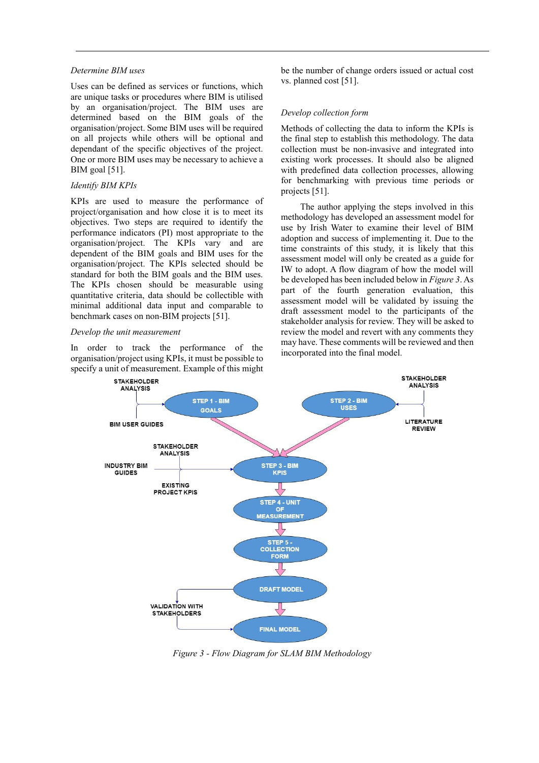*Determine BIM uses*

Uses can be defined as services or functions, which are unique tasks or procedures where BIM is utilised by an organisation/project. The BIM uses are determined based on the BIM goals of the organisation/project. Some BIM uses will be required on all projects while others will be optional and dependant of the specific objectives of the project. One or more BIM uses may be necessary to achieve a BIM goal [51].

*Identify BIM KPIs*

KPIs are used to measure the performance of project/organisation and how close it is to meet its objectives. Two steps are required to identify the performance indicators (PI) most appropriate to the organisation/project. The KPIs vary and are dependent of the BIM goals and BIM uses for the organisation/project. The KPIs selected should be standard for both the BIM goals and the BIM uses. The KPIs chosen should be measurable using quantitative criteria, data should be collectible with minimal additional data input and comparable to benchmark cases on non-BIM projects [51].

*Develop the unit measurement*

In order to track the performance of the organisation/project using KPIs, it must be possible to specify a unit of measurement. Example of this might be the number of change orders issued or actual cost vs. planned cost [51].

*Develop collection form*

Methods of collecting the data to inform the KPIs is the final step to establish this methodology. The data collection must be non-invasive and integrated into existing work processes. It should also be aligned with predefined data collection processes, allowing for benchmarking with previous time periods or projects [51].

The author applying the steps involved in this methodology has developed an assessment model for use by Irish Water to examine their level of BIM adoption and success of implementing it. Due to the time constraints of this study, it is likely that this assessment model will only be created as a guide for IW to adopt. A flow diagram of how the model will be developed has been included below in *Figure 3*. As part of the fourth generation evaluation, this assessment model will be validated by issuing the draft assessment model to the participants of the stakeholder analysis for review. They will be asked to review the model and revert with any comments they may have. These comments will be reviewed and then incorporated into the final model.

*Figure 3 - Flow Diagram for SLAM BIM Methodology*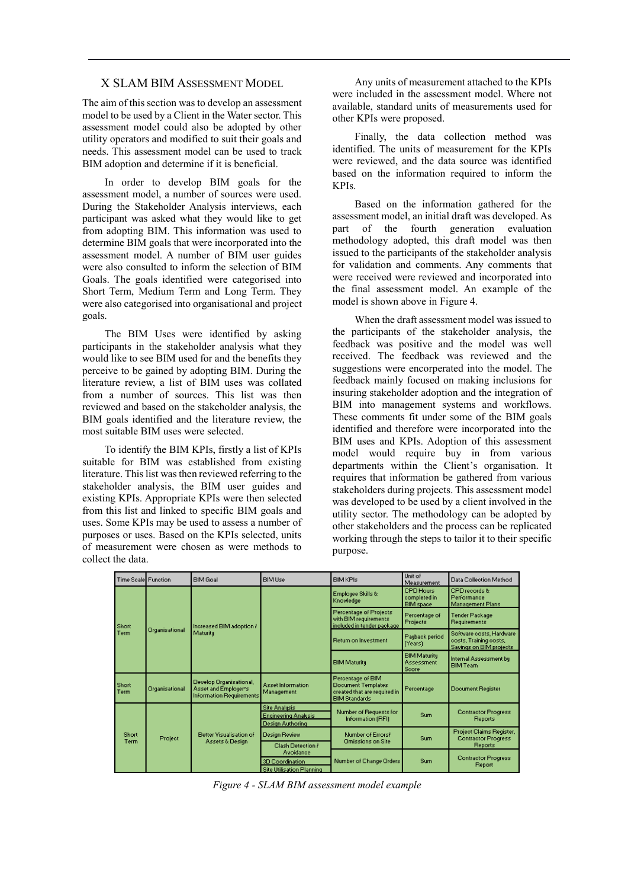## X SLAM BIM Assessment Model

The aim of this section was to develop an assessment model to be used by a Client in the Water sector. This assessment model could also be adopted by other utility operators and modified to suit their goals and needs. This assessment model can be used to track BIM adoption and determine if it is beneficial.

In order to develop BIM goals for the assessment model, a number of sources were used. During the Stakeholder Analysis interviews, each participant was asked what they would like to get from adopting BIM. This information was used to determine BIM goals that were incorporated into the assessment model. A number of BIM user guides were also consulted to inform the selection of BIM Goals. The goals identified were categorised into Short Term, Medium Term and Long Term. They were also categorised into organisational and project goals.

The BIM Uses were identified by asking participants in the stakeholder analysis what they would like to see BIM used for and the benefits they perceive to be gained by adopting BIM. During the literature review, a list of BIM uses was collated from a number of sources. This list was then reviewed and based on the stakeholder analysis, the BIM goals identified and the literature review, the most suitable BIM uses were selected.

To identify the BIM KPIs, firstly a list of KPIs suitable for BIM was established from existing literature. This list was then reviewed referring to the stakeholder analysis, the BIM user guides and existing KPIs. Appropriate KPIs were then selected from this list and linked to specific BIM goals and uses. Some KPIs may be used to assess a number of purposes or uses. Based on the KPIs selected, units of measurement were chosen as were methods to collect the data.

Any units of measurement attached to the KPIs were included in the assessment model. Where not available, standard units of measurements used for other KPIs were proposed.

Finally, the data collection method was identified. The units of measurement for the KPIs were reviewed, and the data source was identified based on the information required to inform the KPIs.

Based on the information gathered for the assessment model, an initial draft was developed. As part of the fourth generation evaluation methodology adopted, this draft model was then issued to the participants of the stakeholder analysis for validation and comments. Any comments that were received were reviewed and incorporated into the final assessment model. An example of the model is shown above in Figure 4.

When the draft assessment model was issued to the participants of the stakeholder analysis, the feedback was positive and the model was well received. The feedback was reviewed and the suggestions were encorperated into the model. The feedback mainly focused on making inclusions for insuring stakeholder adoption and the integration of BIM into management systems and workflows. These comments fit under some of the BIM goals identified and therefore were incorporated into the BIM uses and KPIs. Adoption of this assessment model would require buy in from various departments within the Client's organisation. It requires that information be gathered from various stakeholders during projects. This assessment model was developed to be used by a client involved in the utility sector. The methodology can be adopted by other stakeholders and the process can be replicated working through the steps to tailor it to their specific purpose.

| Time Scale | Function | BIM Goal | BIM Use | BIM KPIs | Unit of Measurement | Data Collection Method |
|---|---|---|---|---|---|---|
| Short Term | Organisational | Increased BIM adoption / Maturity | | Employee Skills & Knowledge | CPD Hours completed in BIM space | CPD records & Performance Management Plans |
| | | | | Percentage of Projects with BIM requirements included in tender package | Percentage of Projects | Tender Package Requirements |
| | | | | Return on Investment | Payback period (Years) | Software costs, Hardware costs, Training costs, Savings on BIM projects |
| | | | | BIM Maturity | BIM Maturity Assessment Score | Internal Assessment by BIM Team |
| Short Term | Organisational | Develop Organisational, Asset and Employer's Information Requirements | Asset Information Management | Percentage of BIM Document Templates created that are required in BIM Standards | Percentage | Document Register |
| Short Term | Project | Better Visualisation of Assets & Design | Site Analysis<br>Engineering Analysis<br>Design Authoring | Number of Requests for Information (RFI) | Sum | Contractor Progress Reports |
| | | | Design Review<br>Clash Detection / Avoidance | Number of Errors/ Omissions on Site | Sum | Project Claims Register, Contractor Progress Reports |
| | | | 3D Coordination<br>Site Utilisation Planning | Number of Change Orders | Sum | Contractor Progress Report |

*Figure 4 - SLAM BIM assessment model example*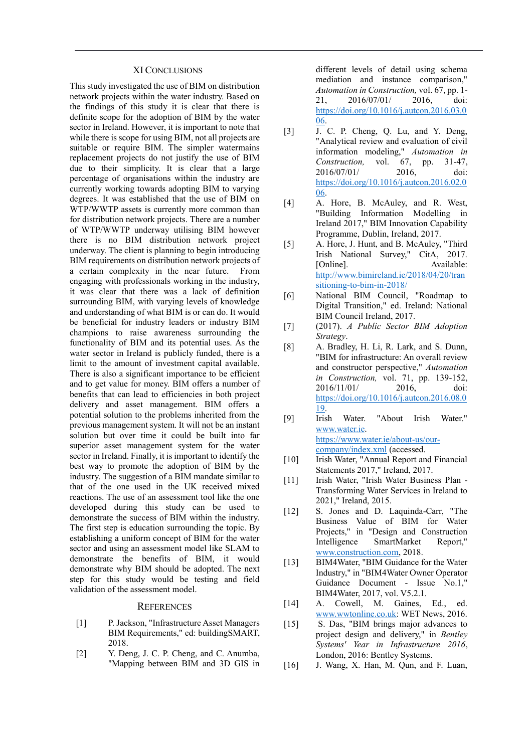## XI CONCLUSIONS

This study investigated the use of BIM on distribution network projects within the water industry. Based on the findings of this study it is clear that there is definite scope for the adoption of BIM by the water sector in Ireland. However, it is important to note that while there is scope for using BIM, not all projects are suitable or require BIM. The simpler watermains replacement projects do not justify the use of BIM due to their simplicity. It is clear that a large percentage of organisations within the industry are currently working towards adopting BIM to varying degrees. It was established that the use of BIM on WTP/WWTP assets is currently more common than for distribution network projects. There are a number of WTP/WWTP underway utilising BIM however there is no BIM distribution network project underway. The client is planning to begin introducing BIM requirements on distribution network projects of a certain complexity in the near future. From engaging with professionals working in the industry, it was clear that there was a lack of definition surrounding BIM, with varying levels of knowledge and understanding of what BIM is or can do. It would be beneficial for industry leaders or industry BIM champions to raise awareness surrounding the functionality of BIM and its potential uses. As the water sector in Ireland is publicly funded, there is a limit to the amount of investment capital available. There is also a significant importance to be efficient and to get value for money. BIM offers a number of benefits that can lead to efficiencies in both project delivery and asset management. BIM offers a potential solution to the problems inherited from the previous management system. It will not be an instant solution but over time it could be built into far superior asset management system for the water sector in Ireland. Finally, it is important to identify the best way to promote the adoption of BIM by the industry. The suggestion of a BIM mandate similar to that of the one used in the UK received mixed reactions. The use of an assessment tool like the one developed during this study can be used to demonstrate the success of BIM within the industry. The first step is education surrounding the topic. By establishing a uniform concept of BIM for the water sector and using an assessment model like SLAM to demonstrate the benefits of BIM, it would demonstrate why BIM should be adopted. The next step for this study would be testing and field validation of the assessment model.

## REFERENCES

[1] P. Jackson, "Infrastructure Asset Managers BIM Requirements," ed: buildingSMART, 2018.

[2] Y. Deng, J. C. P. Cheng, and C. Anumba, "Mapping between BIM and 3D GIS in different levels of detail using schema mediation and instance comparison," *Automation in Construction,* vol. 67, pp. 1-21, 2016/07/01/ 2016, doi: https://doi.org/10.1016/j.autcon.2016.03.006.

[3] J. C. P. Cheng, Q. Lu, and Y. Deng, "Analytical review and evaluation of civil information modeling," *Automation in Construction,* vol. 67, pp. 31-47, 2016/07/01/ 2016, doi: https://doi.org/10.1016/j.autcon.2016.02.006.

[4] A. Hore, B. McAuley, and R. West, "Building Information Modelling in Ireland 2017," BIM Innovation Capability Programme, Dublin, Ireland, 2017.

[5] A. Hore, J. Hunt, and B. McAuley, "Third Irish National Survey," CitA, 2017. [Online]. Available: http://www.bimireland.ie/2018/04/20/transitioning-to-bim-in-2018/

[6] National BIM Council, "Roadmap to Digital Transition," ed. Ireland: National BIM Council Ireland, 2017.

[7] (2017). *A Public Sector BIM Adoption Strategy*.

[8] A. Bradley, H. Li, R. Lark, and S. Dunn, "BIM for infrastructure: An overall review and constructor perspective," *Automation in Construction,* vol. 71, pp. 139-152, 2016/11/01/ 2016, doi: https://doi.org/10.1016/j.autcon.2016.08.019.

[9] Irish Water. "About Irish Water." www.water.ie. https://www.water.ie/about-us/our-company/index.xml (accessed.

[10] Irish Water, "Annual Report and Financial Statements 2017," Ireland, 2017.

[11] Irish Water, "Irish Water Business Plan - Transforming Water Services in Ireland to 2021," Ireland, 2015.

[12] S. Jones and D. Laquinda-Carr, "The Business Value of BIM for Water Projects," in "Design and Construction Intelligence SmartMarket Report," www.construction.com, 2018.

[13] BIM4Water, "BIM Guidance for the Water Industry," in "BIM4Water Owner Operator Guidance Document - Issue No.1," BIM4Water, 2017, vol. V5.2.1.

[14] A. Cowell, M. Gaines, Ed., ed. www.wwtonline.co.uk: WET News, 2016.

[15] S. Das, "BIM brings major advances to project design and delivery," in *Bentley Systems' Year in Infrastructure 2016*, London, 2016: Bentley Systems.

[16] J. Wang, X. Han, M. Qun, and F. Luan,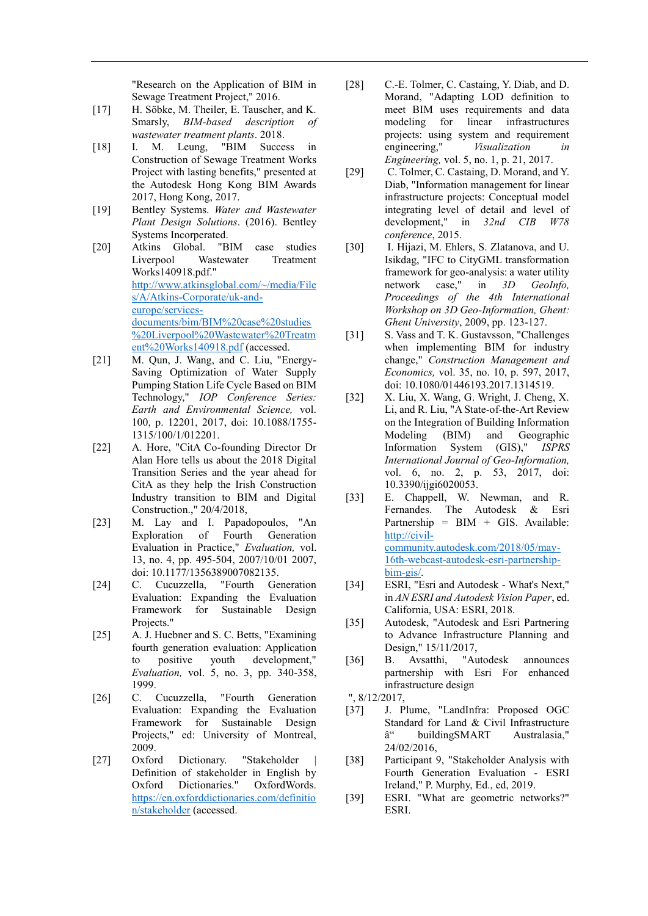"Research on the Application of BIM in Sewage Treatment Project," 2016.

[17] H. Söbke, M. Theiler, E. Tauscher, and K. Smarsly, *BIM-based description of wastewater treatment plants*. 2018.

[18] I. M. Leung, "BIM Success in Construction of Sewage Treatment Works Project with lasting benefits," presented at the Autodesk Hong Kong BIM Awards 2017, Hong Kong, 2017.

[19] Bentley Systems. *Water and Wastewater Plant Design Solutions*. (2016). Bentley Systems Incorperated.

[20] Atkins Global. "BIM case studies Liverpool Wastewater Treatment Works140918.pdf." http://www.atkinsglobal.com/~/media/Files/A/Atkins-Corporate/uk-and-europe/services-documents/bim/BIM%20case%20studies%20Liverpool%20Wastewater%20Treatment%20Works140918.pdf (accessed.

[21] M. Qun, J. Wang, and C. Liu, "Energy-Saving Optimization of Water Supply Pumping Station Life Cycle Based on BIM Technology," *IOP Conference Series: Earth and Environmental Science,* vol. 100, p. 12201, 2017, doi: 10.1088/1755-1315/100/1/012201.

[22] A. Hore, "CitA Co-founding Director Dr Alan Hore tells us about the 2018 Digital Transition Series and the year ahead for CitA as they help the Irish Construction Industry transition to BIM and Digital Construction.," 20/4/2018,

[23] M. Lay and I. Papadopoulos, "An Exploration of Fourth Generation Evaluation in Practice," *Evaluation,* vol. 13, no. 4, pp. 495-504, 2007/10/01 2007, doi: 10.1177/1356389007082135.

[24] C. Cucuzzella, "Fourth Generation Evaluation: Expanding the Evaluation Framework for Sustainable Design Projects."

[25] A. J. Huebner and S. C. Betts, "Examining fourth generation evaluation: Application to positive youth development," *Evaluation,* vol. 5, no. 3, pp. 340-358, 1999.

[26] C. Cucuzzella, "Fourth Generation Evaluation: Expanding the Evaluation Framework for Sustainable Design Projects," ed: University of Montreal, 2009.

[27] Oxford Dictionary. "Stakeholder | Definition of stakeholder in English by Oxford Dictionaries." OxfordWords. https://en.oxforddictionaries.com/definition/stakeholder (accessed.

[28] C.-E. Tolmer, C. Castaing, Y. Diab, and D. Morand, "Adapting LOD definition to meet BIM uses requirements and data modeling for linear infrastructures projects: using system and requirement engineering," *Visualization in Engineering,* vol. 5, no. 1, p. 21, 2017.

[29] C. Tolmer, C. Castaing, D. Morand, and Y. Diab, "Information management for linear infrastructure projects: Conceptual model integrating level of detail and level of development," in *32nd CIB W78 conference*, 2015.

[30] I. Hijazi, M. Ehlers, S. Zlatanova, and U. Isikdag, "IFC to CityGML transformation framework for geo-analysis: a water utility network case," in *3D GeoInfo, Proceedings of the 4th International Workshop on 3D Geo-Information, Ghent: Ghent University*, 2009, pp. 123-127.

[31] S. Vass and T. K. Gustavsson, "Challenges when implementing BIM for industry change," *Construction Management and Economics,* vol. 35, no. 10, p. 597, 2017, doi: 10.1080/01446193.2017.1314519.

[32] X. Liu, X. Wang, G. Wright, J. Cheng, X. Li, and R. Liu, "A State-of-the-Art Review on the Integration of Building Information Modeling (BIM) and Geographic Information System (GIS)," *ISPRS International Journal of Geo-Information,* vol. 6, no. 2, p. 53, 2017, doi: 10.3390/ijgi6020053.

[33] E. Chappell, W. Newman, and R. Fernandes. The Autodesk & Esri Partnership = BIM + GIS. Available: http://civil-community.autodesk.com/2018/05/may-16th-webcast-autodesk-esri-partnership-bim-gis/.

[34] ESRI, "Esri and Autodesk - What's Next," in *AN ESRI and Autodesk Vision Paper*, ed. California, USA: ESRI, 2018.

[35] Autodesk, "Autodesk and Esri Partnering to Advance Infrastructure Planning and Design," 15/11/2017,

[36] B. Avsatthi, "Autodesk announces partnership with Esri For enhanced infrastructure design
", 8/12/2017,

[37] J. Plume, "LandInfra: Proposed OGC Standard for Land & Civil Infrastructure â“ buildingSMART Australasia," 24/02/2016,

[38] Participant 9, "Stakeholder Analysis with Fourth Generation Evaluation - ESRI Ireland," P. Murphy, Ed., ed, 2019.

[39] ESRI. "What are geometric networks?" ESRI.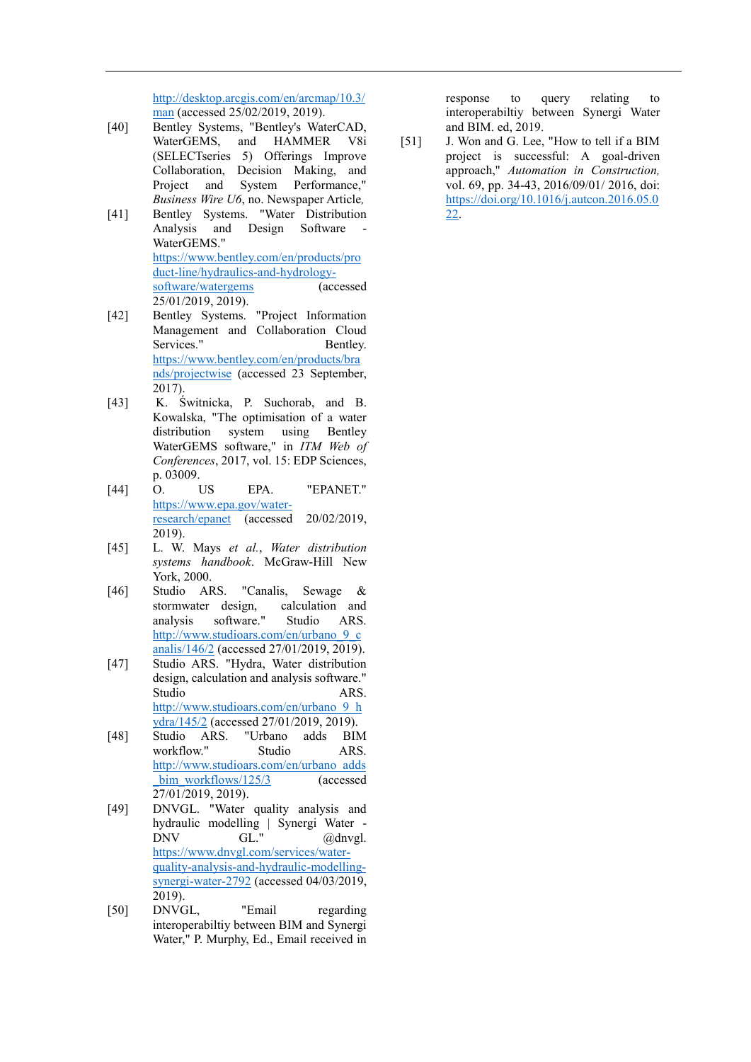http://desktop.arcgis.com/en/arcmap/10.3/man (accessed 25/02/2019, 2019).

[40] Bentley Systems, "Bentley's WaterCAD, WaterGEMS, and HAMMER V8i (SELECTseries 5) Offerings Improve Collaboration, Decision Making, and Project and System Performance," *Business Wire U6*, no. Newspaper Article,

[41] Bentley Systems. "Water Distribution Analysis and Design Software - WaterGEMS." https://www.bentley.com/en/products/product-line/hydraulics-and-hydrology-software/watergems (accessed 25/01/2019, 2019).

[42] Bentley Systems. "Project Information Management and Collaboration Cloud Services." Bentley. https://www.bentley.com/en/products/brands/projectwise (accessed 23 September, 2017).

[43] K. Świtnicka, P. Suchorab, and B. Kowalska, "The optimisation of a water distribution system using Bentley WaterGEMS software," in *ITM Web of Conferences*, 2017, vol. 15: EDP Sciences, p. 03009.

[44] O. US EPA. "EPANET." https://www.epa.gov/water-research/epanet (accessed 20/02/2019, 2019).

[45] L. W. Mays *et al.*, *Water distribution systems handbook*. McGraw-Hill New York, 2000.

[46] Studio ARS. "Canalis, Sewage & stormwater design, calculation and analysis software." Studio ARS. http://www.studioars.com/en/urbano_9_canalis/146/2 (accessed 27/01/2019, 2019).

[47] Studio ARS. "Hydra, Water distribution design, calculation and analysis software." Studio ARS. http://www.studioars.com/en/urbano_9_hydra/145/2 (accessed 27/01/2019, 2019).

[48] Studio ARS. "Urbano adds BIM workflow." Studio ARS. http://www.studioars.com/en/urbano_adds_bim_workflows/125/3 (accessed 27/01/2019, 2019).

[49] DNVGL. "Water quality analysis and hydraulic modelling | Synergi Water - DNV GL." @dnvgl. https://www.dnvgl.com/services/water-quality-analysis-and-hydraulic-modelling-synergi-water-2792 (accessed 04/03/2019, 2019).

[50] DNVGL, "Email regarding interoperabiltiy between BIM and Synergi Water," P. Murphy, Ed., Email received in response to query relating to interoperabiltiy between Synergi Water and BIM. ed, 2019.

[51] J. Won and G. Lee, "How to tell if a BIM project is successful: A goal-driven approach," *Automation in Construction,* vol. 69, pp. 34-43, 2016/09/01/ 2016, doi: https://doi.org/10.1016/j.autcon.2016.05.022.